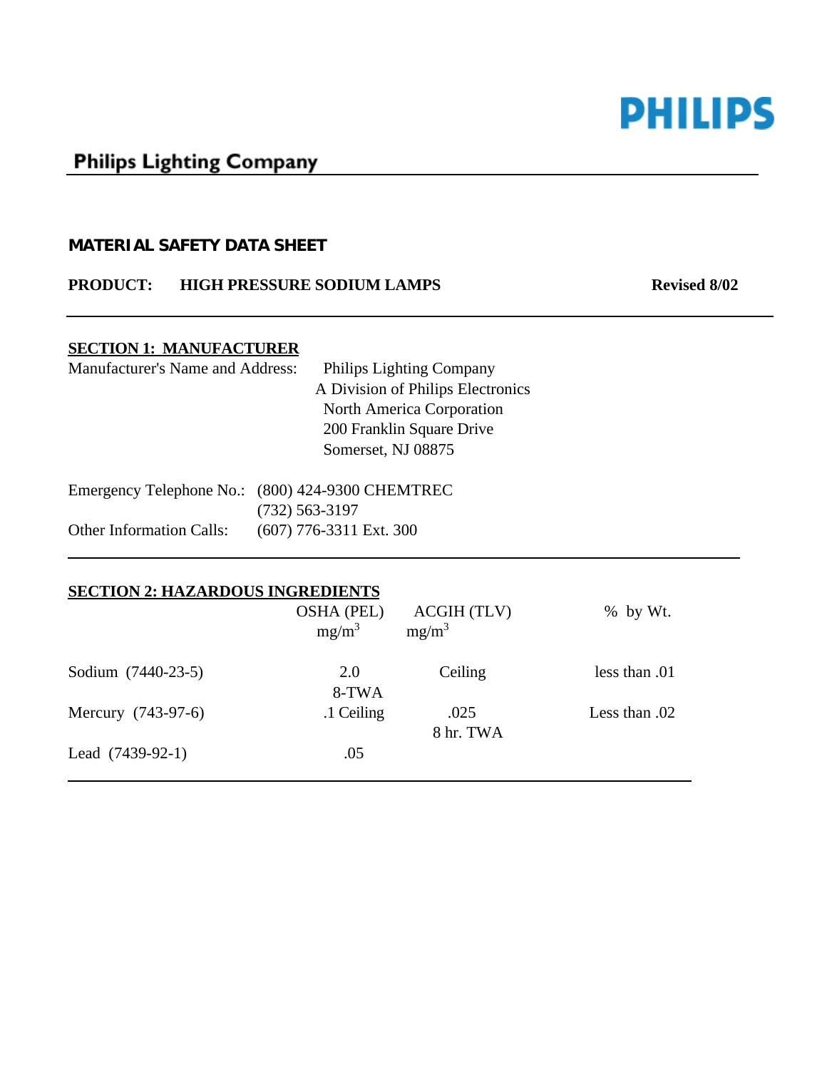# PHILIPS

**Philips Lighting Company**

## MATERIAL SAFETY DATA SHEET

**PRODUCT: HIGH PRESSURE SODIUM LAMPS** **Revised 8/02**

### SECTION 1: MANUFACTURER

Manufacturer's Name and Address:
Philips Lighting Company
A Division of Philips Electronics
North America Corporation
200 Franklin Square Drive
Somerset, NJ 08875

Emergency Telephone No.: (800) 424-9300 CHEMTREC
(732) 563-3197

Other Information Calls: (607) 776-3311 Ext. 300

### SECTION 2: HAZARDOUS INGREDIENTS

| | OSHA (PEL) mg/m$^3$ | ACGIH (TLV) mg/m$^3$ | % by Wt. |
|---|---|---|---|
| Sodium (7440-23-5) | 2.0 8-TWA | Ceiling | less than .01 |
| Mercury (743-97-6) | .1 Ceiling | .025 8 hr. TWA | Less than .02 |
| Lead (7439-92-1) | .05 | | |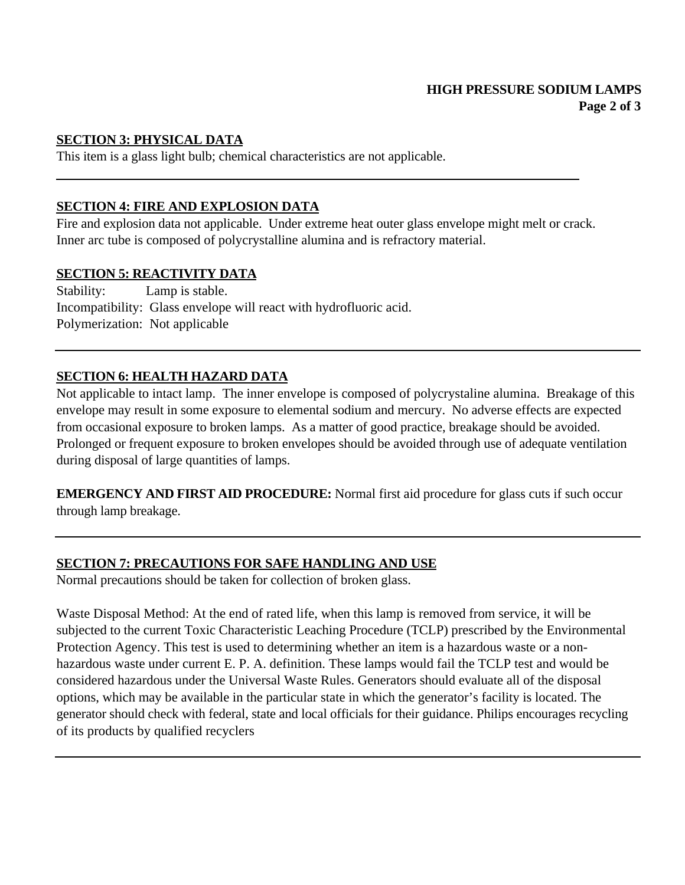## SECTION 3: PHYSICAL DATA

This item is a glass light bulb; chemical characteristics are not applicable.

---

## SECTION 4: FIRE AND EXPLOSION DATA

Fire and explosion data not applicable. Under extreme heat outer glass envelope might melt or crack. Inner arc tube is composed of polycrystalline alumina and is refractory material.

## SECTION 5: REACTIVITY DATA

Stability: Lamp is stable.
Incompatibility: Glass envelope will react with hydrofluoric acid.
Polymerization: Not applicable

---

## SECTION 6: HEALTH HAZARD DATA

Not applicable to intact lamp. The inner envelope is composed of polycrystaline alumina. Breakage of this envelope may result in some exposure to elemental sodium and mercury. No adverse effects are expected from occasional exposure to broken lamps. As a matter of good practice, breakage should be avoided. Prolonged or frequent exposure to broken envelopes should be avoided through use of adequate ventilation during disposal of large quantities of lamps.

**EMERGENCY AND FIRST AID PROCEDURE:** Normal first aid procedure for glass cuts if such occur through lamp breakage.

---

## SECTION 7: PRECAUTIONS FOR SAFE HANDLING AND USE

Normal precautions should be taken for collection of broken glass.

Waste Disposal Method: At the end of rated life, when this lamp is removed from service, it will be subjected to the current Toxic Characteristic Leaching Procedure (TCLP) prescribed by the Environmental Protection Agency. This test is used to determining whether an item is a hazardous waste or a non-hazardous waste under current E. P. A. definition. These lamps would fail the TCLP test and would be considered hazardous under the Universal Waste Rules. Generators should evaluate all of the disposal options, which may be available in the particular state in which the generator's facility is located. The generator should check with federal, state and local officials for their guidance. Philips encourages recycling of its products by qualified recyclers

---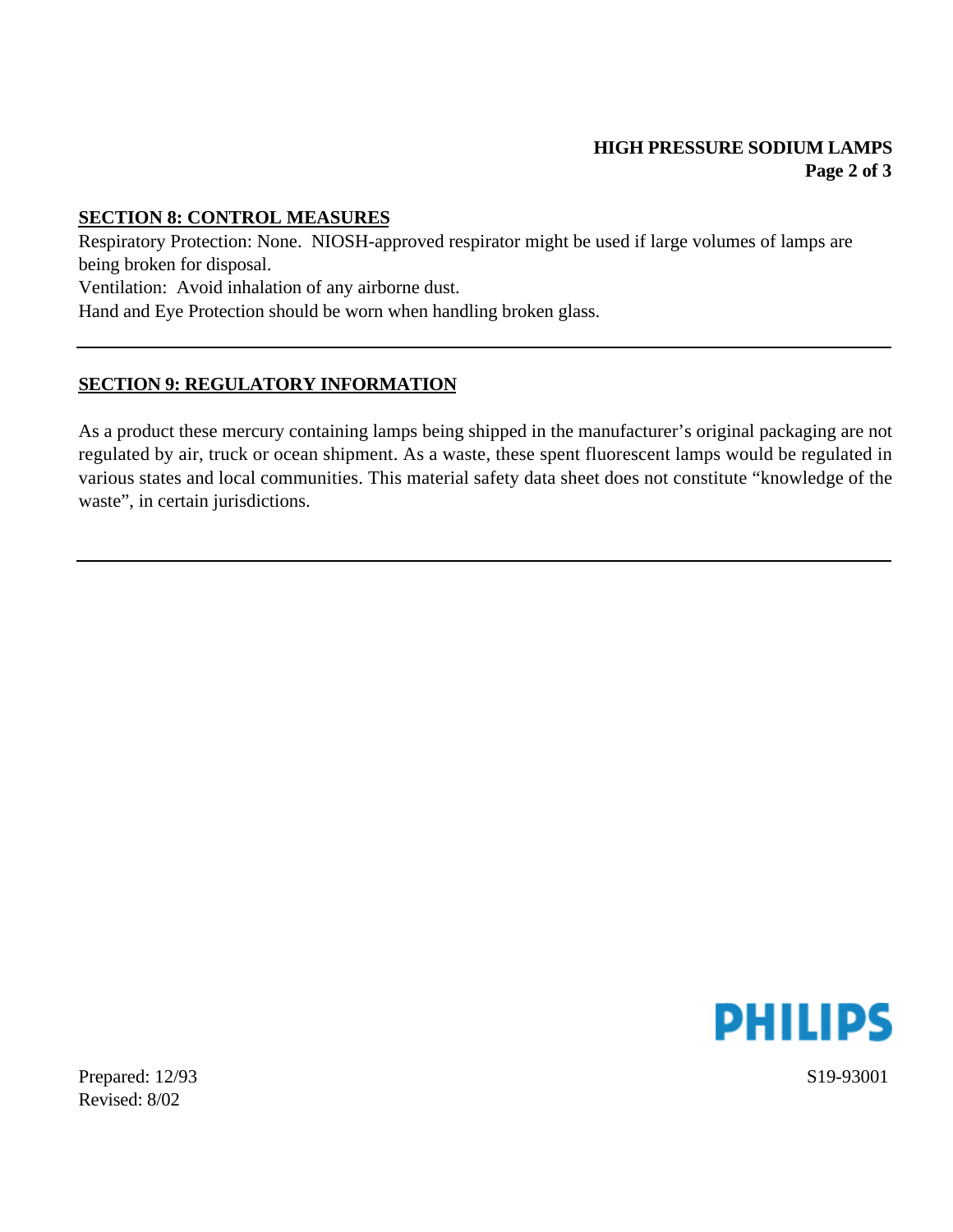## SECTION 8: CONTROL MEASURES

Respiratory Protection: None. NIOSH-approved respirator might be used if large volumes of lamps are being broken for disposal.
Ventilation: Avoid inhalation of any airborne dust.
Hand and Eye Protection should be worn when handling broken glass.

---

## SECTION 9: REGULATORY INFORMATION

As a product these mercury containing lamps being shipped in the manufacturer's original packaging are not regulated by air, truck or ocean shipment. As a waste, these spent fluorescent lamps would be regulated in various states and local communities. This material safety data sheet does not constitute "knowledge of the waste", in certain jurisdictions.

---

PHILIPS

Prepared: 12/93
Revised: 8/02

S19-93001